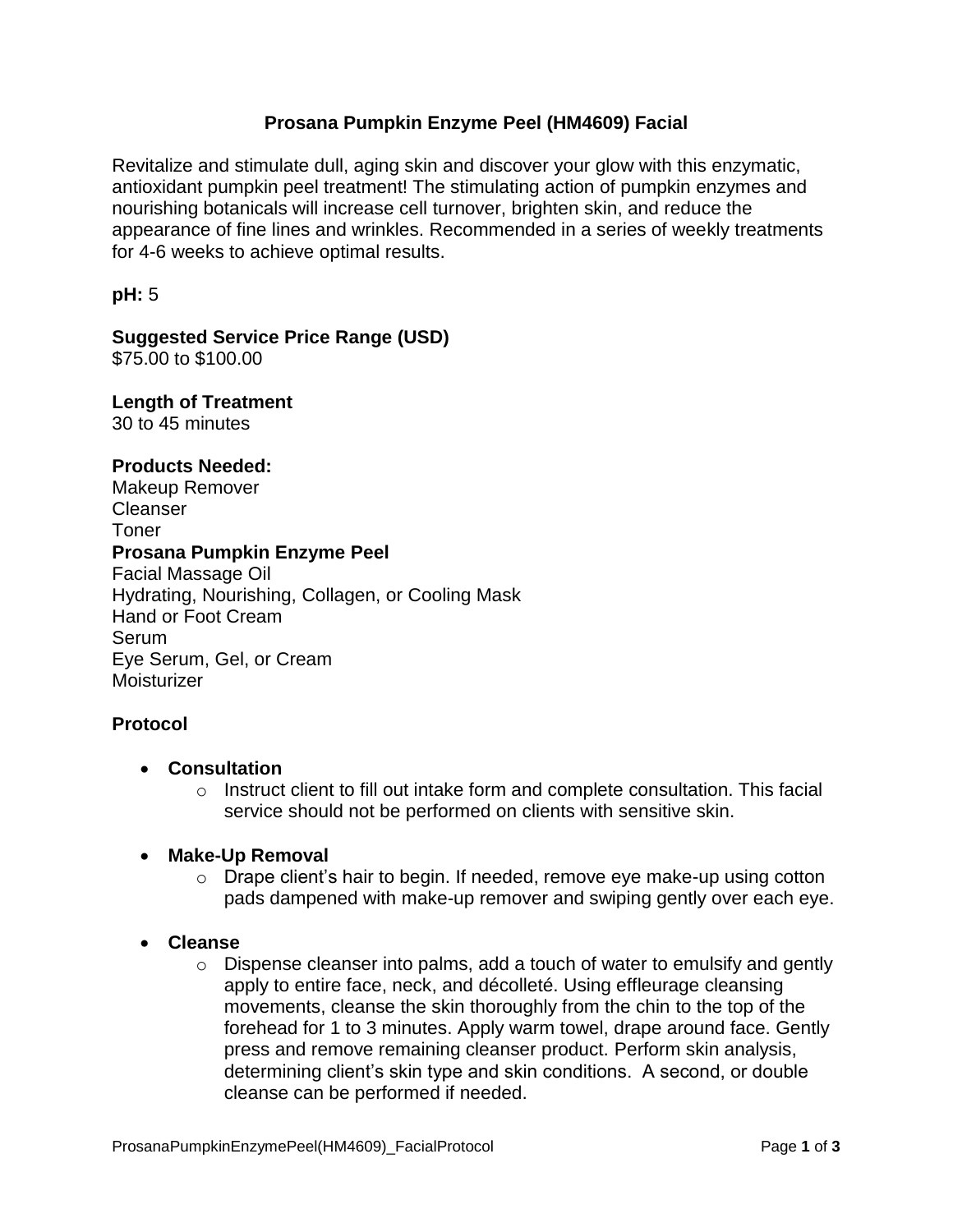# Prosana Pumpkin Enzyme Peel (HM4609) Facial

Revitalize and stimulate dull, aging skin and discover your glow with this enzymatic, antioxidant pumpkin peel treatment! The stimulating action of pumpkin enzymes and nourishing botanicals will increase cell turnover, brighten skin, and reduce the appearance of fine lines and wrinkles. Recommended in a series of weekly treatments for 4-6 weeks to achieve optimal results.

**pH:** 5

**Suggested Service Price Range (USD)**
$75.00 to $100.00

**Length of Treatment**
30 to 45 minutes

**Products Needed:**
Makeup Remover
Cleanser
Toner
**Prosana Pumpkin Enzyme Peel**
Facial Massage Oil
Hydrating, Nourishing, Collagen, or Cooling Mask
Hand or Foot Cream
Serum
Eye Serum, Gel, or Cream
Moisturizer

## Protocol

- **Consultation**
  - Instruct client to fill out intake form and complete consultation. This facial service should not be performed on clients with sensitive skin.

- **Make-Up Removal**
  - Drape client's hair to begin. If needed, remove eye make-up using cotton pads dampened with make-up remover and swiping gently over each eye.

- **Cleanse**
  - Dispense cleanser into palms, add a touch of water to emulsify and gently apply to entire face, neck, and décolleté. Using effleurage cleansing movements, cleanse the skin thoroughly from the chin to the top of the forehead for 1 to 3 minutes. Apply warm towel, drape around face. Gently press and remove remaining cleanser product. Perform skin analysis, determining client's skin type and skin conditions. A second, or double cleanse can be performed if needed.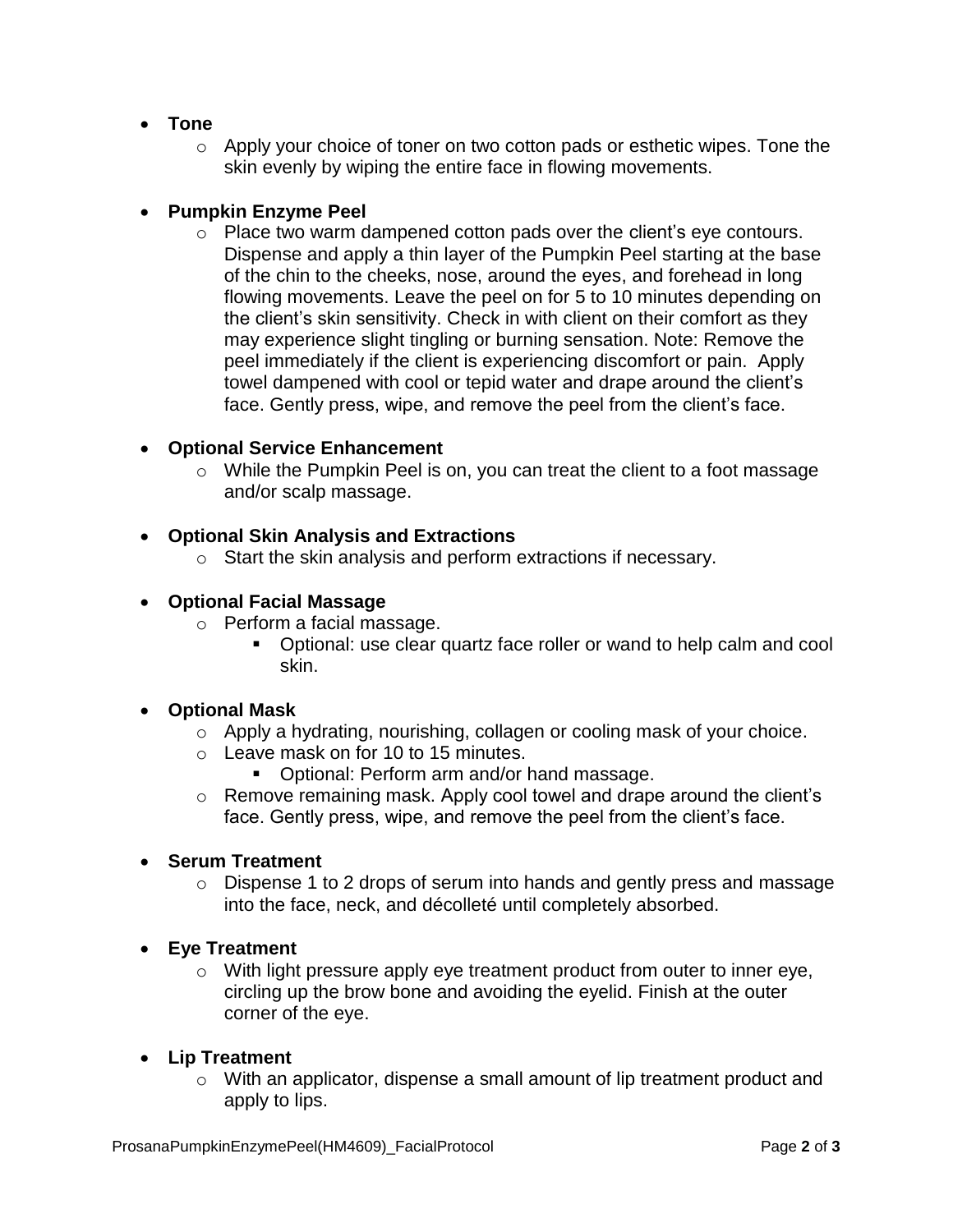- **Tone**
  - Apply your choice of toner on two cotton pads or esthetic wipes. Tone the skin evenly by wiping the entire face in flowing movements.

- **Pumpkin Enzyme Peel**
  - Place two warm dampened cotton pads over the client's eye contours. Dispense and apply a thin layer of the Pumpkin Peel starting at the base of the chin to the cheeks, nose, around the eyes, and forehead in long flowing movements. Leave the peel on for 5 to 10 minutes depending on the client's skin sensitivity. Check in with client on their comfort as they may experience slight tingling or burning sensation. Note: Remove the peel immediately if the client is experiencing discomfort or pain. Apply towel dampened with cool or tepid water and drape around the client's face. Gently press, wipe, and remove the peel from the client's face.

- **Optional Service Enhancement**
  - While the Pumpkin Peel is on, you can treat the client to a foot massage and/or scalp massage.

- **Optional Skin Analysis and Extractions**
  - Start the skin analysis and perform extractions if necessary.

- **Optional Facial Massage**
  - Perform a facial massage.
    - Optional: use clear quartz face roller or wand to help calm and cool skin.

- **Optional Mask**
  - Apply a hydrating, nourishing, collagen or cooling mask of your choice.
  - Leave mask on for 10 to 15 minutes.
    - Optional: Perform arm and/or hand massage.
  - Remove remaining mask. Apply cool towel and drape around the client's face. Gently press, wipe, and remove the peel from the client's face.

- **Serum Treatment**
  - Dispense 1 to 2 drops of serum into hands and gently press and massage into the face, neck, and décolleté until completely absorbed.

- **Eye Treatment**
  - With light pressure apply eye treatment product from outer to inner eye, circling up the brow bone and avoiding the eyelid. Finish at the outer corner of the eye.

- **Lip Treatment**
  - With an applicator, dispense a small amount of lip treatment product and apply to lips.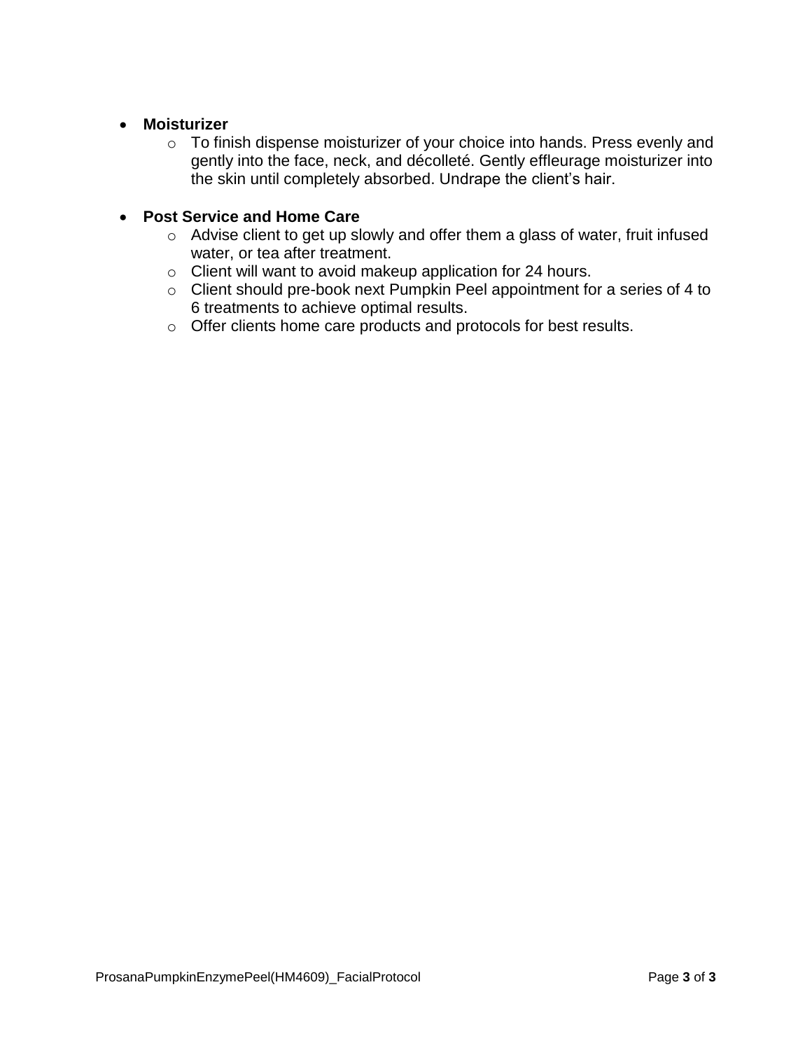- **Moisturizer**
  - To finish dispense moisturizer of your choice into hands. Press evenly and gently into the face, neck, and décolleté. Gently effleurage moisturizer into the skin until completely absorbed. Undrape the client's hair.

- **Post Service and Home Care**
  - Advise client to get up slowly and offer them a glass of water, fruit infused water, or tea after treatment.
  - Client will want to avoid makeup application for 24 hours.
  - Client should pre-book next Pumpkin Peel appointment for a series of 4 to 6 treatments to achieve optimal results.
  - Offer clients home care products and protocols for best results.